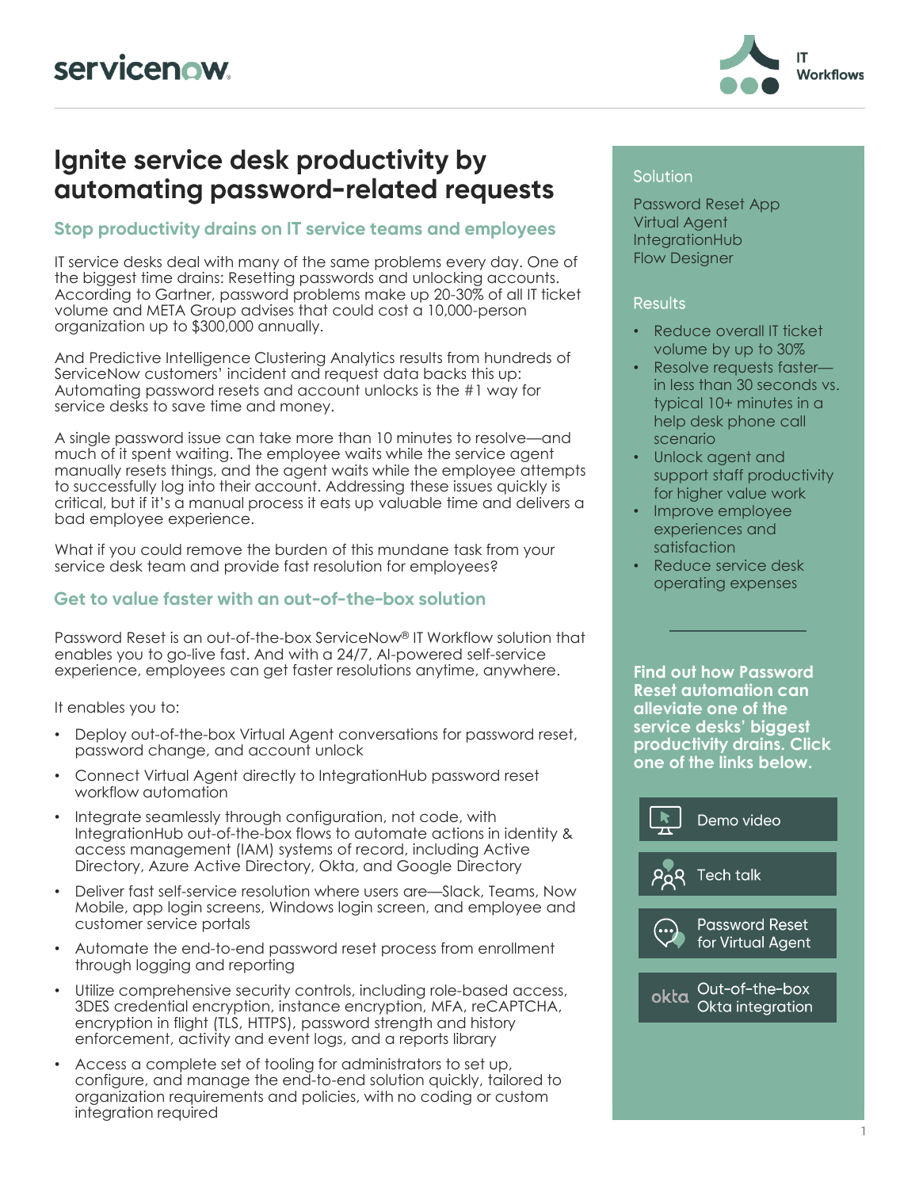servicenow

IT Workflows

# Ignite service desk productivity by automating password-related requests

## Stop productivity drains on IT service teams and employees

IT service desks deal with many of the same problems every day. One of the biggest time drains: Resetting passwords and unlocking accounts. According to Gartner, password problems make up 20-30% of all IT ticket volume and META Group advises that could cost a 10,000-person organization up to $300,000 annually.

And Predictive Intelligence Clustering Analytics results from hundreds of ServiceNow customers' incident and request data backs this up: Automating password resets and account unlocks is the #1 way for service desks to save time and money.

A single password issue can take more than 10 minutes to resolve—and much of it spent waiting. The employee waits while the service agent manually resets things, and the agent waits while the employee attempts to successfully log into their account. Addressing these issues quickly is critical, but if it's a manual process it eats up valuable time and delivers a bad employee experience.

What if you could remove the burden of this mundane task from your service desk team and provide fast resolution for employees?

## Get to value faster with an out-of-the-box solution

Password Reset is an out-of-the-box ServiceNow® IT Workflow solution that enables you to go-live fast. And with a 24/7, AI-powered self-service experience, employees can get faster resolutions anytime, anywhere.

It enables you to:

- Deploy out-of-the-box Virtual Agent conversations for password reset, password change, and account unlock
- Connect Virtual Agent directly to IntegrationHub password reset workflow automation
- Integrate seamlessly through configuration, not code, with IntegrationHub out-of-the-box flows to automate actions in identity & access management (IAM) systems of record, including Active Directory, Azure Active Directory, Okta, and Google Directory
- Deliver fast self-service resolution where users are—Slack, Teams, Now Mobile, app login screens, Windows login screen, and employee and customer service portals
- Automate the end-to-end password reset process from enrollment through logging and reporting
- Utilize comprehensive security controls, including role-based access, 3DES credential encryption, instance encryption, MFA, reCAPTCHA, encryption in flight (TLS, HTTPS), password strength and history enforcement, activity and event logs, and a reports library
- Access a complete set of tooling for administrators to set up, configure, and manage the end-to-end solution quickly, tailored to organization requirements and policies, with no coding or custom integration required

### Solution

Password Reset App
Virtual Agent
IntegrationHub
Flow Designer

### Results

- Reduce overall IT ticket volume by up to 30%
- Resolve requests faster—in less than 30 seconds vs. typical 10+ minutes in a help desk phone call scenario
- Unlock agent and support staff productivity for higher value work
- Improve employee experiences and satisfaction
- Reduce service desk operating expenses

**Find out how Password Reset automation can alleviate one of the service desks' biggest productivity drains. Click one of the links below.**

- Demo video
- Tech talk
- Password Reset for Virtual Agent
- okta Out-of-the-box Okta integration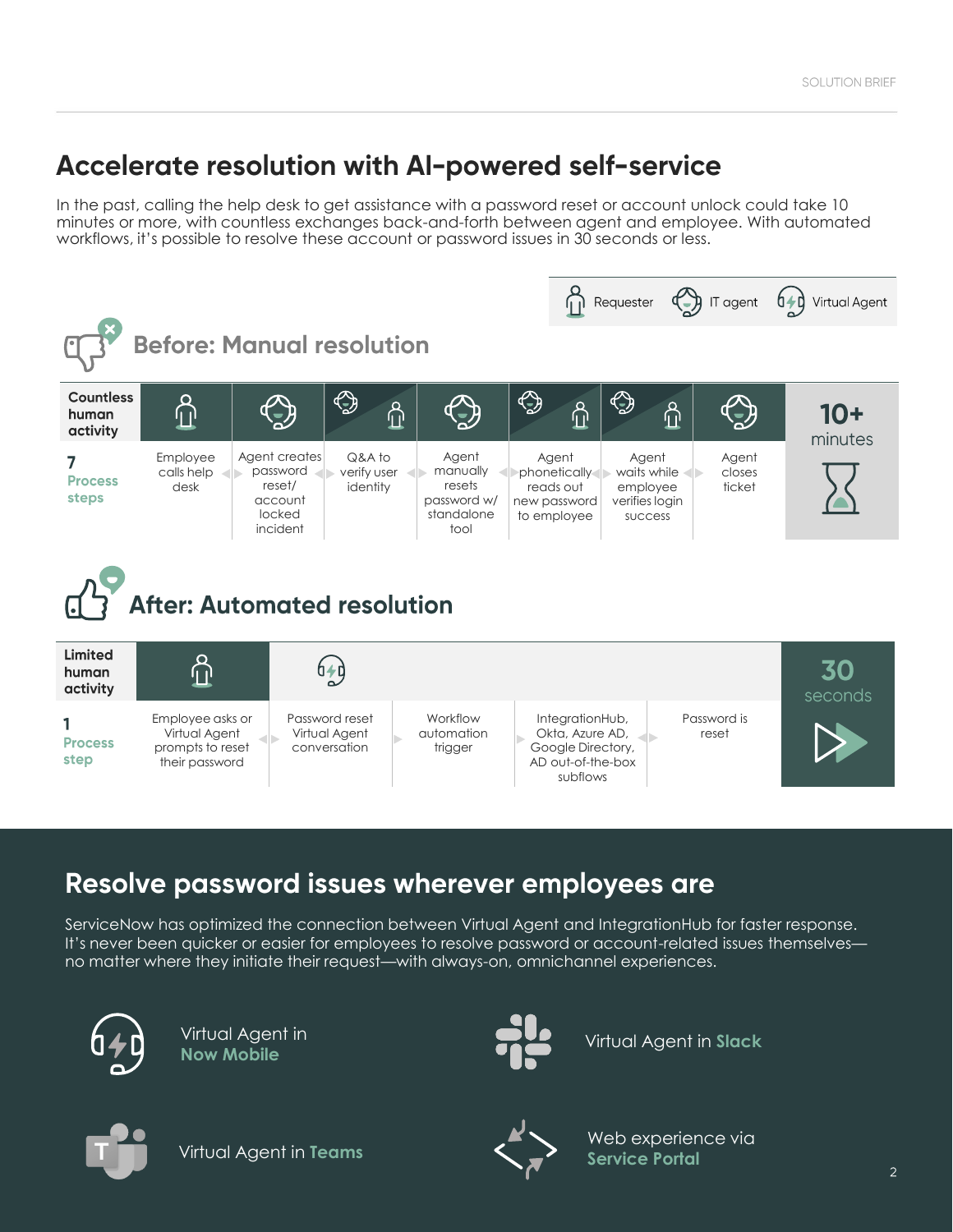## Accelerate resolution with AI-powered self-service

In the past, calling the help desk to get assistance with a password reset or account unlock could take 10 minutes or more, with countless exchanges back-and-forth between agent and employee. With automated workflows, it's possible to resolve these account or password issues in 30 seconds or less.

Requester | IT agent | Virtual Agent

### Before: Manual resolution

| Countless human activity | Requester | IT agent | IT agent / Requester | IT agent | IT agent / Requester | IT agent / Requester | IT agent | 10+ minutes |
|---|---|---|---|---|---|---|---|---|
| **7 Process steps** | Employee calls help desk | Agent creates password reset/ account locked incident | Q&A to verify user identity | Agent manually resets password w/ standalone tool | Agent phonetically reads out new password to employee | Agent waits while employee verifies login success | Agent closes ticket | |

### After: Automated resolution

| Limited human activity | Requester | Virtual Agent | | | | 30 seconds |
|---|---|---|---|---|---|---|
| **1 Process step** | Employee asks or Virtual Agent prompts to reset their password | Password reset Virtual Agent conversation | Workflow automation trigger | IntegrationHub, Okta, Azure AD, Google Directory, AD out-of-the-box subflows | Password is reset | |

## Resolve password issues wherever employees are

ServiceNow has optimized the connection between Virtual Agent and IntegrationHub for faster response. It's never been quicker or easier for employees to resolve password or account-related issues themselves—no matter where they initiate their request—with always-on, omnichannel experiences.

- Virtual Agent in **Now Mobile**
- Virtual Agent in **Slack**
- Virtual Agent in **Teams**
- Web experience via **Service Portal**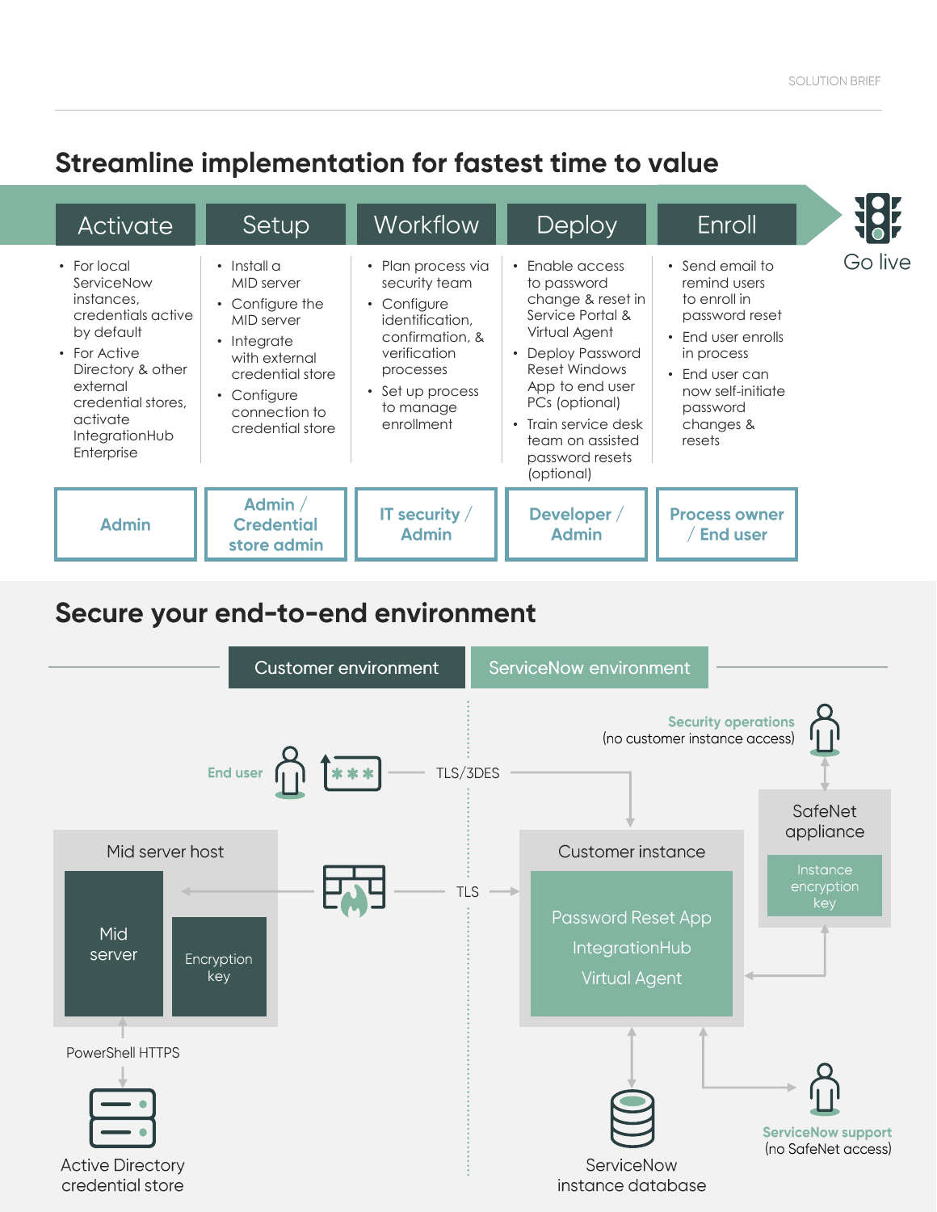## Streamline implementation for fastest time to value

| Activate | Setup | Workflow | Deploy | Enroll |
|---|---|---|---|---|
| • For local ServiceNow instances, credentials active by default<br>• For Active Directory & other external credential stores, activate IntegrationHub Enterprise | • Install a MID server<br>• Configure the MID server<br>• Integrate with external credential store<br>• Configure connection to credential store | • Plan process via security team<br>• Configure identification, confirmation, & verification processes<br>• Set up process to manage enrollment | • Enable access to password change & reset in Service Portal & Virtual Agent<br>• Deploy Password Reset Windows App to end user PCs (optional)<br>• Train service desk team on assisted password resets (optional) | • Send email to remind users to enroll in password reset<br>• End user enrolls in process<br>• End user can now self-initiate password changes & resets |
| **Admin** | **Admin / Credential store admin** | **IT security / Admin** | **Developer / Admin** | **Process owner / End user** |

Go live

## Secure your end-to-end environment

Customer environment | ServiceNow environment

Security operations (no customer instance access)

End user — TLS/3DES

Mid server host: Mid server, Encryption key

TLS

Customer instance: Password Reset App, IntegrationHub, Virtual Agent

SafeNet appliance: Instance encryption key

PowerShell HTTPS

Active Directory credential store

ServiceNow instance database

ServiceNow support (no SafeNet access)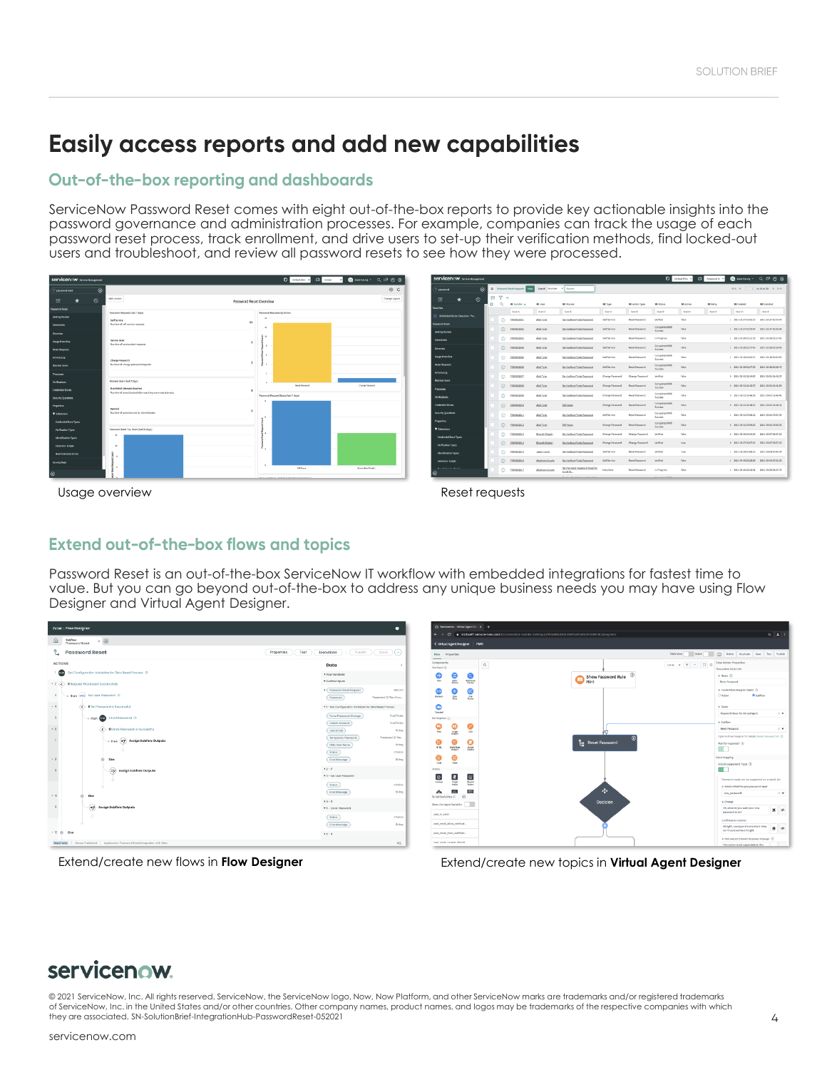# Easily access reports and add new capabilities

## Out-of-the-box reporting and dashboards

ServiceNow Password Reset comes with eight out-of-the-box reports to provide key actionable insights into the password governance and administration processes. For example, companies can track the usage of each password reset process, track enrollment, and drive users to set-up their verification methods, find locked-out users and troubleshoot, and review all password resets to see how they were processed.

Usage overview

Reset requests

## Extend out-of-the-box flows and topics

Password Reset is an out-of-the-box ServiceNow IT workflow with embedded integrations for fastest time to value. But you can go beyond out-of-the-box to address any unique business needs you may have using Flow Designer and Virtual Agent Designer.

Extend/create new flows in **Flow Designer**

Extend/create new topics in **Virtual Agent Designer**

servicenow

© 2021 ServiceNow, Inc. All rights reserved. ServiceNow, the ServiceNow logo, Now, Now Platform, and other ServiceNow marks are trademarks and/or registered trademarks of ServiceNow, Inc. in the United States and/or other countries. Other company names, product names, and logos may be trademarks of the respective companies with which they are associated. SN-SolutionBrief-IntegrationHub-PasswordReset-052021

servicenow.com